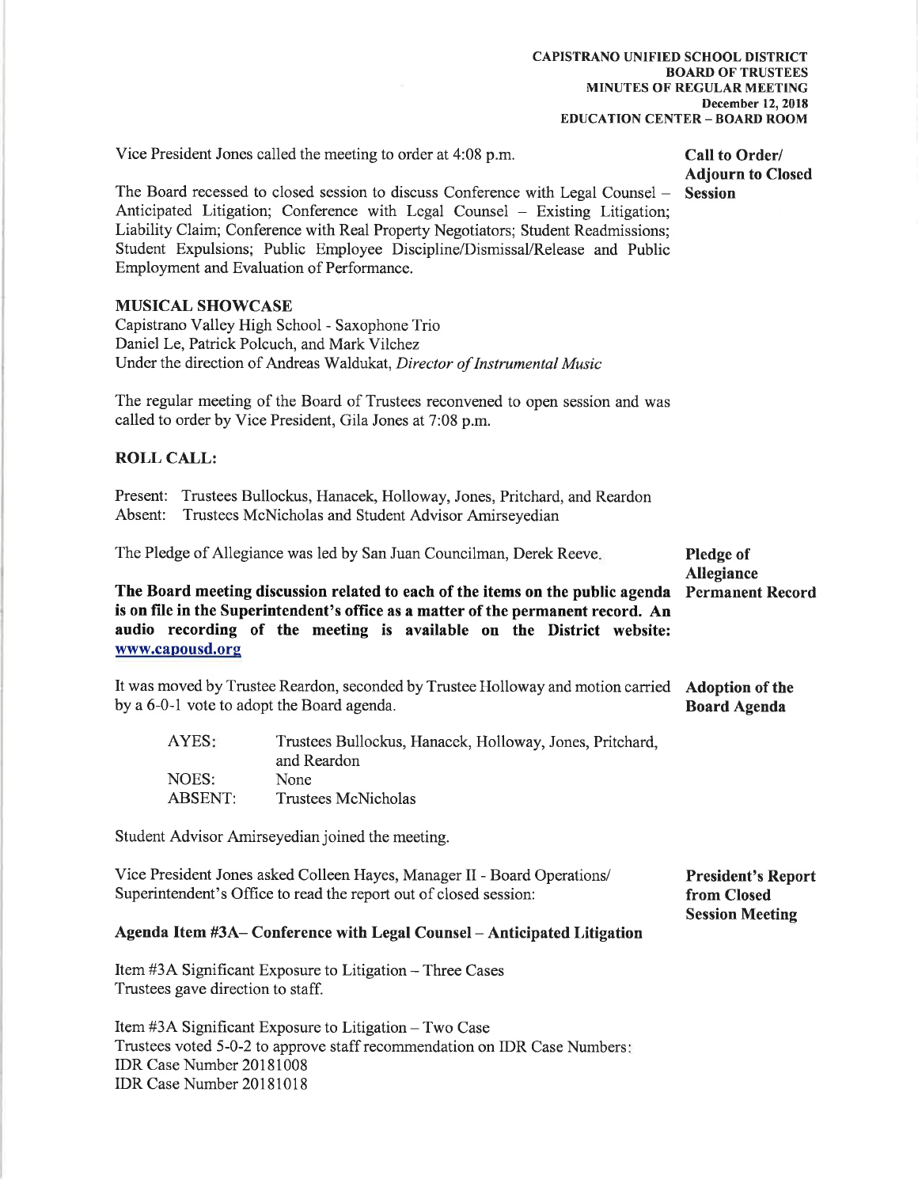**CAPISTRANO UNIFIED SCHOOL DISTRICT**
**BOARD OF TRUSTEES**
**MINUTES OF REGULAR MEETING**
**December 12, 2018**
**EDUCATION CENTER – BOARD ROOM**

**Call to Order/ Adjourn to Closed Session**

Vice President Jones called the meeting to order at 4:08 p.m.

The Board recessed to closed session to discuss Conference with Legal Counsel – Anticipated Litigation; Conference with Legal Counsel – Existing Litigation; Liability Claim; Conference with Real Property Negotiators; Student Readmissions; Student Expulsions; Public Employee Discipline/Dismissal/Release and Public Employment and Evaluation of Performance.

**MUSICAL SHOWCASE**
Capistrano Valley High School - Saxophone Trio
Daniel Le, Patrick Polcuch, and Mark Vilchez
Under the direction of Andreas Waldukat, *Director of Instrumental Music*

The regular meeting of the Board of Trustees reconvened to open session and was called to order by Vice President, Gila Jones at 7:08 p.m.

**ROLL CALL:**

Present: Trustees Bullockus, Hanacek, Holloway, Jones, Pritchard, and Reardon
Absent: Trustees McNicholas and Student Advisor Amirseyedian

**Pledge of Allegiance**

The Pledge of Allegiance was led by San Juan Councilman, Derek Reeve.

**Permanent Record**

**The Board meeting discussion related to each of the items on the public agenda is on file in the Superintendent's office as a matter of the permanent record. An audio recording of the meeting is available on the District website: www.capousd.org**

**Adoption of the Board Agenda**

It was moved by Trustee Reardon, seconded by Trustee Holloway and motion carried by a 6-0-1 vote to adopt the Board agenda.

| | |
|---|---|
| AYES: | Trustees Bullockus, Hanacek, Holloway, Jones, Pritchard, and Reardon |
| NOES: | None |
| ABSENT: | Trustees McNicholas |

Student Advisor Amirseyedian joined the meeting.

**President's Report from Closed Session Meeting**

Vice President Jones asked Colleen Hayes, Manager II - Board Operations/ Superintendent's Office to read the report out of closed session:

**Agenda Item #3A– Conference with Legal Counsel – Anticipated Litigation**

Item #3A Significant Exposure to Litigation – Three Cases
Trustees gave direction to staff.

Item #3A Significant Exposure to Litigation – Two Case
Trustees voted 5-0-2 to approve staff recommendation on IDR Case Numbers:
IDR Case Number 20181008
IDR Case Number 20181018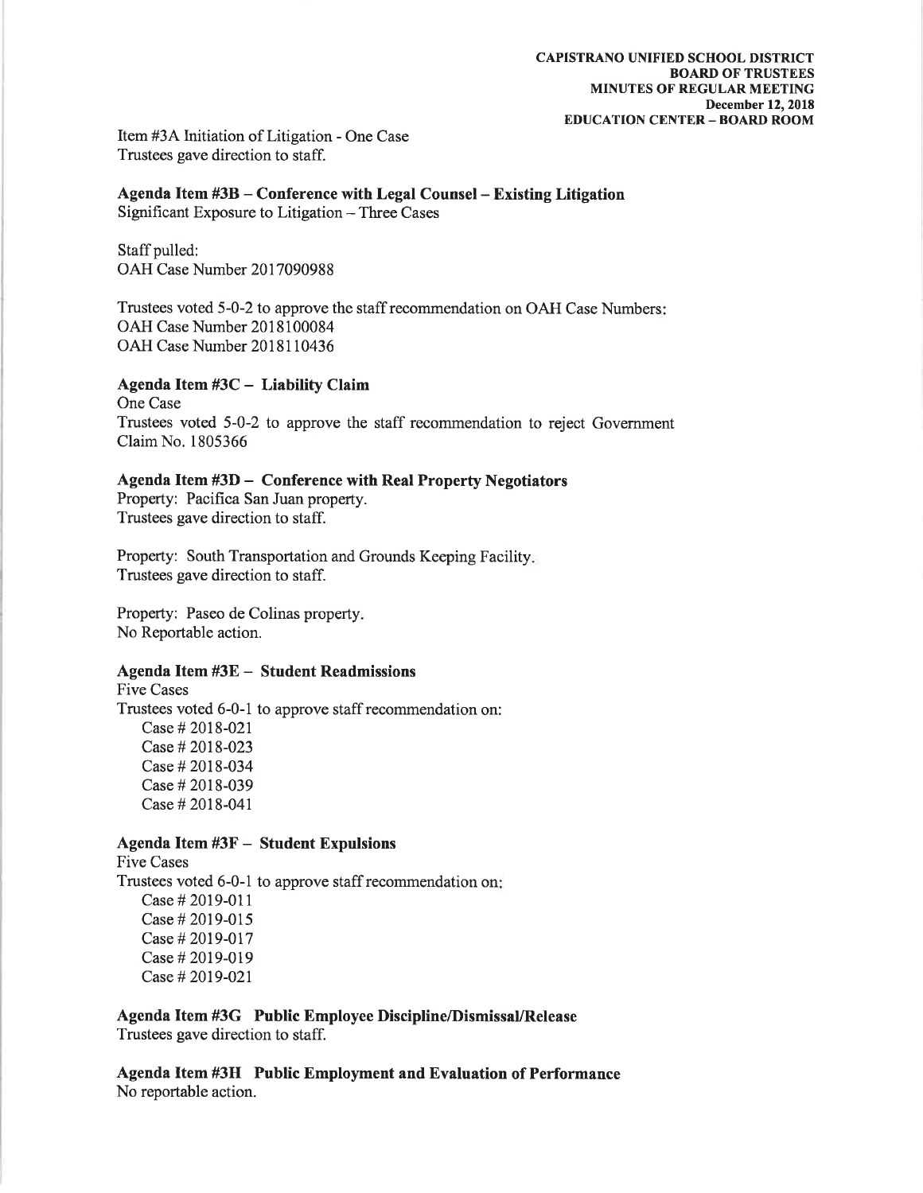Item #3A Initiation of Litigation - One Case
Trustees gave direction to staff.

**Agenda Item #3B – Conference with Legal Counsel – Existing Litigation**
Significant Exposure to Litigation – Three Cases

Staff pulled:
OAH Case Number 2017090988

Trustees voted 5-0-2 to approve the staff recommendation on OAH Case Numbers:
OAH Case Number 2018100084
OAH Case Number 2018110436

**Agenda Item #3C – Liability Claim**
One Case
Trustees voted 5-0-2 to approve the staff recommendation to reject Government Claim No. 1805366

**Agenda Item #3D – Conference with Real Property Negotiators**
Property: Pacifica San Juan property.
Trustees gave direction to staff.

Property: South Transportation and Grounds Keeping Facility.
Trustees gave direction to staff.

Property: Paseo de Colinas property.
No Reportable action.

**Agenda Item #3E – Student Readmissions**
Five Cases
Trustees voted 6-0-1 to approve staff recommendation on:
- Case # 2018-021
- Case # 2018-023
- Case # 2018-034
- Case # 2018-039
- Case # 2018-041

**Agenda Item #3F – Student Expulsions**
Five Cases
Trustees voted 6-0-1 to approve staff recommendation on:
- Case # 2019-011
- Case # 2019-015
- Case # 2019-017
- Case # 2019-019
- Case # 2019-021

**Agenda Item #3G Public Employee Discipline/Dismissal/Release**
Trustees gave direction to staff.

**Agenda Item #3H Public Employment and Evaluation of Performance**
No reportable action.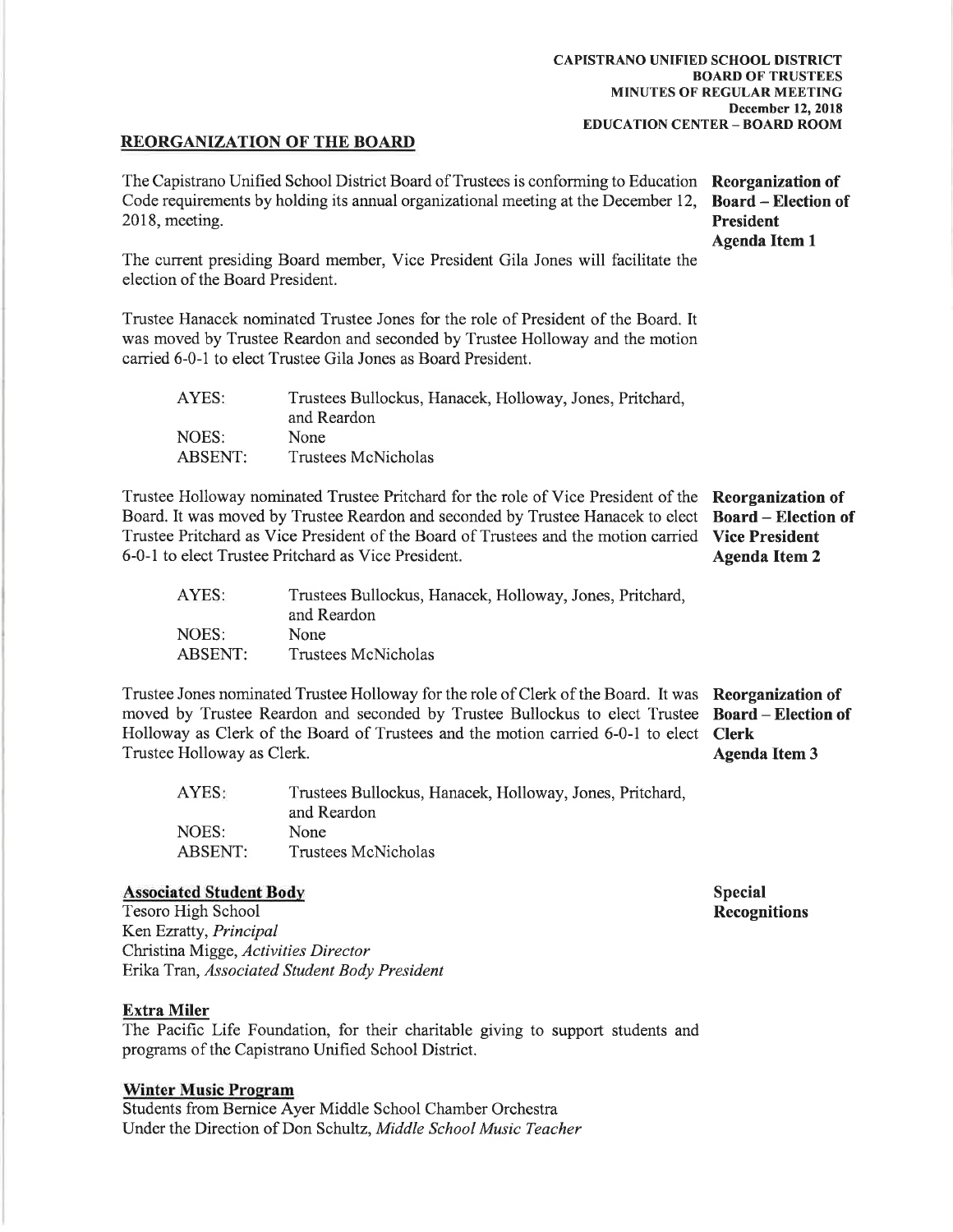**CAPISTRANO UNIFIED SCHOOL DISTRICT**
**BOARD OF TRUSTEES**
**MINUTES OF REGULAR MEETING**
**December 12, 2018**
**EDUCATION CENTER – BOARD ROOM**

## REORGANIZATION OF THE BOARD

**Reorganization of Board – Election of President**
**Agenda Item 1**

The Capistrano Unified School District Board of Trustees is conforming to Education Code requirements by holding its annual organizational meeting at the December 12, 2018, meeting.

The current presiding Board member, Vice President Gila Jones will facilitate the election of the Board President.

Trustee Hanacek nominated Trustee Jones for the role of President of the Board. It was moved by Trustee Reardon and seconded by Trustee Holloway and the motion carried 6-0-1 to elect Trustee Gila Jones as Board President.

| | |
|---|---|
| AYES: | Trustees Bullockus, Hanacek, Holloway, Jones, Pritchard, and Reardon |
| NOES: | None |
| ABSENT: | Trustees McNicholas |

**Reorganization of Board – Election of Vice President**
**Agenda Item 2**

Trustee Holloway nominated Trustee Pritchard for the role of Vice President of the Board. It was moved by Trustee Reardon and seconded by Trustee Hanacek to elect Trustee Pritchard as Vice President of the Board of Trustees and the motion carried 6-0-1 to elect Trustee Pritchard as Vice President.

| | |
|---|---|
| AYES: | Trustees Bullockus, Hanacek, Holloway, Jones, Pritchard, and Reardon |
| NOES: | None |
| ABSENT: | Trustees McNicholas |

**Reorganization of Board – Election of Clerk**
**Agenda Item 3**

Trustee Jones nominated Trustee Holloway for the role of Clerk of the Board. It was moved by Trustee Reardon and seconded by Trustee Bullockus to elect Trustee Holloway as Clerk of the Board of Trustees and the motion carried 6-0-1 to elect Trustee Holloway as Clerk.

| | |
|---|---|
| AYES: | Trustees Bullockus, Hanacek, Holloway, Jones, Pritchard, and Reardon |
| NOES: | None |
| ABSENT: | Trustees McNicholas |

**Special Recognitions**

### Associated Student Body

Tesoro High School
Ken Ezratty, *Principal*
Christina Migge, *Activities Director*
Erika Tran, *Associated Student Body President*

### Extra Miler

The Pacific Life Foundation, for their charitable giving to support students and programs of the Capistrano Unified School District.

### Winter Music Program

Students from Bernice Ayer Middle School Chamber Orchestra
Under the Direction of Don Schultz, *Middle School Music Teacher*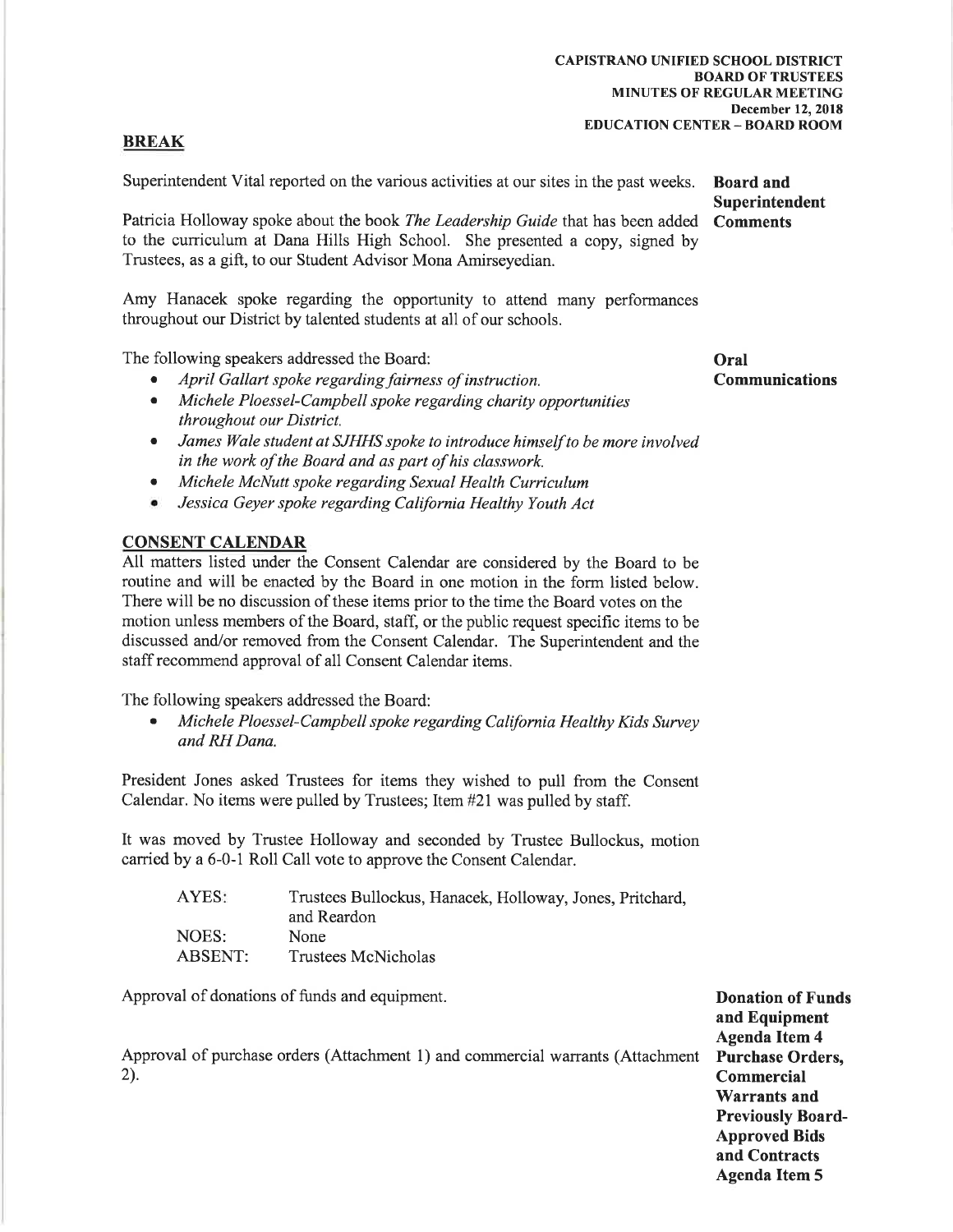## BREAK

**Board and Superintendent Comments**

Superintendent Vital reported on the various activities at our sites in the past weeks.

Patricia Holloway spoke about the book *The Leadership Guide* that has been added to the curriculum at Dana Hills High School. She presented a copy, signed by Trustees, as a gift, to our Student Advisor Mona Amirseyedian.

Amy Hanacek spoke regarding the opportunity to attend many performances throughout our District by talented students at all of our schools.

**Oral Communications**

The following speakers addressed the Board:

- *April Gallart spoke regarding fairness of instruction.*
- *Michele Ploessel-Campbell spoke regarding charity opportunities throughout our District.*
- *James Wale student at SJHHS spoke to introduce himself to be more involved in the work of the Board and as part of his classwork.*
- *Michele McNutt spoke regarding Sexual Health Curriculum*
- *Jessica Geyer spoke regarding California Healthy Youth Act*

## CONSENT CALENDAR

All matters listed under the Consent Calendar are considered by the Board to be routine and will be enacted by the Board in one motion in the form listed below. There will be no discussion of these items prior to the time the Board votes on the motion unless members of the Board, staff, or the public request specific items to be discussed and/or removed from the Consent Calendar. The Superintendent and the staff recommend approval of all Consent Calendar items.

The following speakers addressed the Board:

- *Michele Ploessel-Campbell spoke regarding California Healthy Kids Survey and RH Dana.*

President Jones asked Trustees for items they wished to pull from the Consent Calendar. No items were pulled by Trustees; Item #21 was pulled by staff.

It was moved by Trustee Holloway and seconded by Trustee Bullockus, motion carried by a 6-0-1 Roll Call vote to approve the Consent Calendar.

| | |
|---|---|
| AYES: | Trustees Bullockus, Hanacek, Holloway, Jones, Pritchard, and Reardon |
| NOES: | None |
| ABSENT: | Trustees McNicholas |

**Donation of Funds and Equipment Agenda Item 4**

Approval of donations of funds and equipment.

**Purchase Orders, Commercial Warrants and Previously Board-Approved Bids and Contracts Agenda Item 5**

Approval of purchase orders (Attachment 1) and commercial warrants (Attachment 2).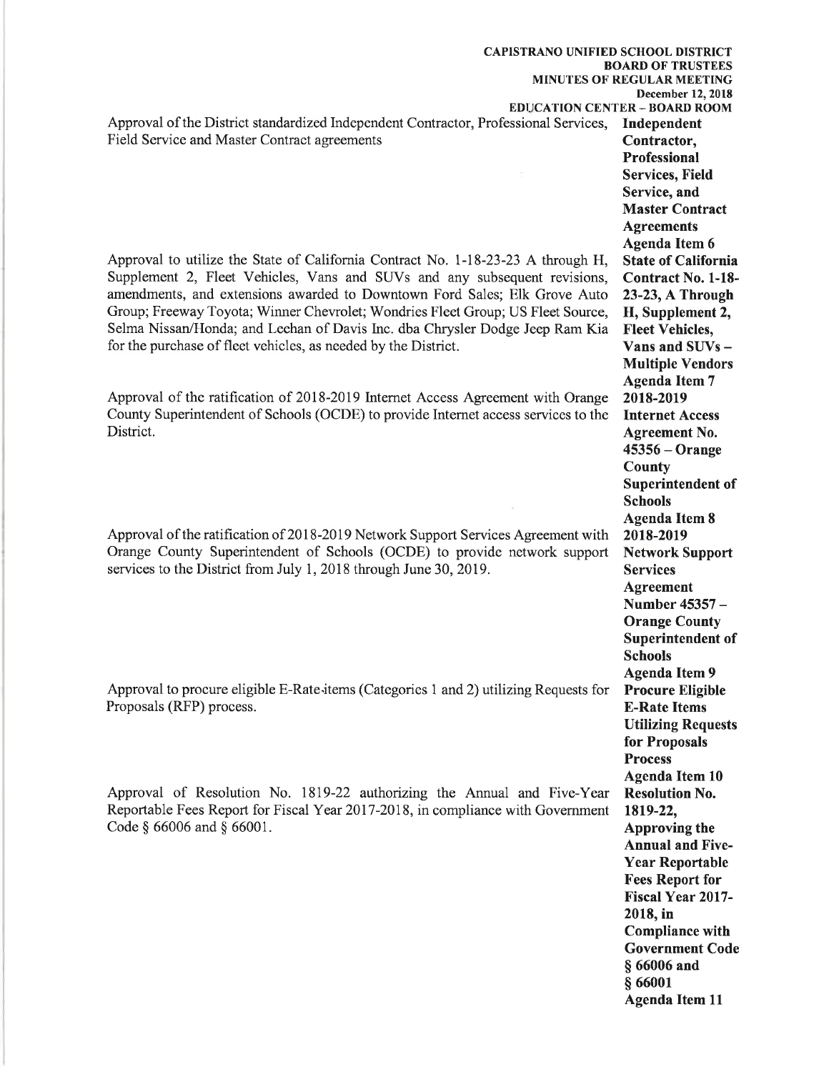Approval of the District standardized Independent Contractor, Professional Services, Field Service and Master Contract agreements

**Independent Contractor, Professional Services, Field Service, and Master Contract Agreements**
**Agenda Item 6**

Approval to utilize the State of California Contract No. 1-18-23-23 A through H, Supplement 2, Fleet Vehicles, Vans and SUVs and any subsequent revisions, amendments, and extensions awarded to Downtown Ford Sales; Elk Grove Auto Group; Freeway Toyota; Winner Chevrolet; Wondries Fleet Group; US Fleet Source, Selma Nissan/Honda; and Leehan of Davis Inc. dba Chrysler Dodge Jeep Ram Kia for the purchase of fleet vehicles, as needed by the District.

**State of California Contract No. 1-18-23-23, A Through H, Supplement 2, Fleet Vehicles, Vans and SUVs – Multiple Vendors**
**Agenda Item 7**

Approval of the ratification of 2018-2019 Internet Access Agreement with Orange County Superintendent of Schools (OCDE) to provide Internet access services to the District.

**2018-2019 Internet Access Agreement No. 45356 – Orange County Superintendent of Schools**
**Agenda Item 8**

Approval of the ratification of 2018-2019 Network Support Services Agreement with Orange County Superintendent of Schools (OCDE) to provide network support services to the District from July 1, 2018 through June 30, 2019.

**2018-2019 Network Support Services Agreement Number 45357 – Orange County Superintendent of Schools**
**Agenda Item 9**

Approval to procure eligible E-Rate items (Categories 1 and 2) utilizing Requests for Proposals (RFP) process.

**Procure Eligible E-Rate Items Utilizing Requests for Proposals Process**
**Agenda Item 10**

Approval of Resolution No. 1819-22 authorizing the Annual and Five-Year Reportable Fees Report for Fiscal Year 2017-2018, in compliance with Government Code § 66006 and § 66001.

**Resolution No. 1819-22, Approving the Annual and Five-Year Reportable Fees Report for Fiscal Year 2017-2018, in Compliance with Government Code § 66006 and § 66001**
**Agenda Item 11**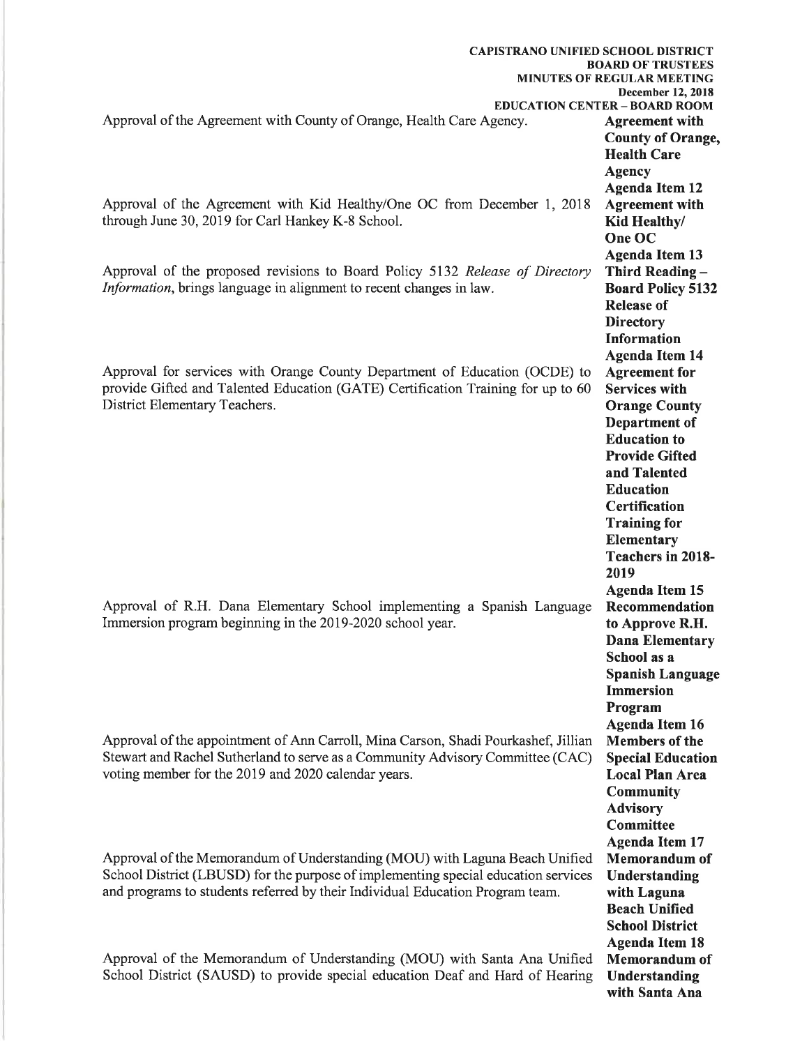Approval of the Agreement with County of Orange, Health Care Agency.

**Agreement with County of Orange, Health Care Agency**
**Agenda Item 12**

Approval of the Agreement with Kid Healthy/One OC from December 1, 2018 through June 30, 2019 for Carl Hankey K-8 School.

**Agreement with Kid Healthy/ One OC**
**Agenda Item 13**

Approval of the proposed revisions to Board Policy 5132 *Release of Directory Information*, brings language in alignment to recent changes in law.

**Third Reading – Board Policy 5132 Release of Directory Information**
**Agenda Item 14**

Approval for services with Orange County Department of Education (OCDE) to provide Gifted and Talented Education (GATE) Certification Training for up to 60 District Elementary Teachers.

**Agreement for Services with Orange County Department of Education to Provide Gifted and Talented Education Certification Training for Elementary Teachers in 2018-2019**
**Agenda Item 15**

Approval of R.H. Dana Elementary School implementing a Spanish Language Immersion program beginning in the 2019-2020 school year.

**Recommendation to Approve R.H. Dana Elementary School as a Spanish Language Immersion Program**
**Agenda Item 16**

Approval of the appointment of Ann Carroll, Mina Carson, Shadi Pourkashef, Jillian Stewart and Rachel Sutherland to serve as a Community Advisory Committee (CAC) voting member for the 2019 and 2020 calendar years.

**Members of the Special Education Local Plan Area Community Advisory Committee**
**Agenda Item 17**

Approval of the Memorandum of Understanding (MOU) with Laguna Beach Unified School District (LBUSD) for the purpose of implementing special education services and programs to students referred by their Individual Education Program team.

**Memorandum of Understanding with Laguna Beach Unified School District**
**Agenda Item 18**

Approval of the Memorandum of Understanding (MOU) with Santa Ana Unified School District (SAUSD) to provide special education Deaf and Hard of Hearing

**Memorandum of Understanding with Santa Ana**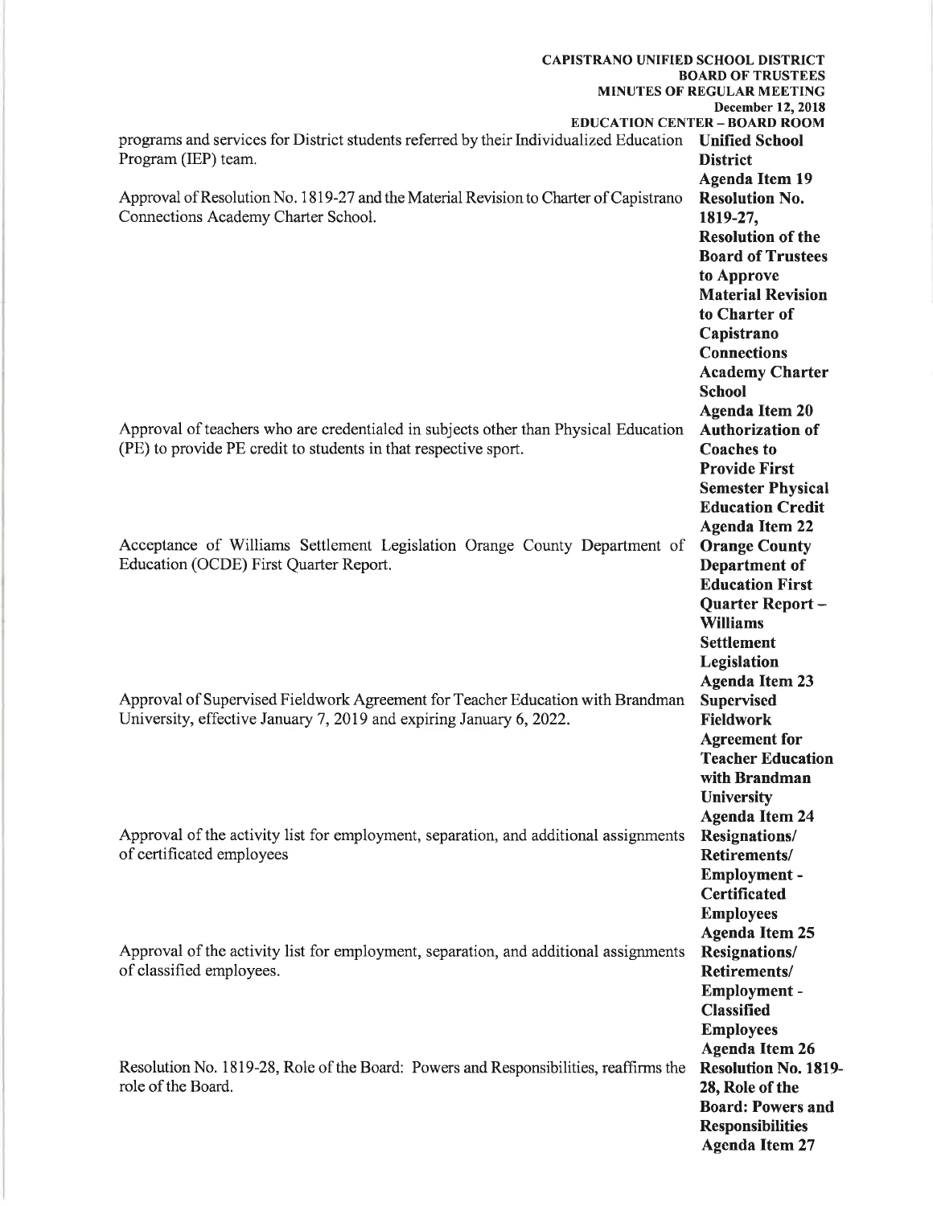programs and services for District students referred by their Individualized Education Program (IEP) team.

**Unified School District**
**Agenda Item 19**

Approval of Resolution No. 1819-27 and the Material Revision to Charter of Capistrano Connections Academy Charter School.

**Resolution No. 1819-27, Resolution of the Board of Trustees to Approve Material Revision to Charter of Capistrano Connections Academy Charter School**
**Agenda Item 20**

Approval of teachers who are credentialed in subjects other than Physical Education (PE) to provide PE credit to students in that respective sport.

**Authorization of Coaches to Provide First Semester Physical Education Credit**
**Agenda Item 22**

Acceptance of Williams Settlement Legislation Orange County Department of Education (OCDE) First Quarter Report.

**Orange County Department of Education First Quarter Report – Williams Settlement Legislation**
**Agenda Item 23**

Approval of Supervised Fieldwork Agreement for Teacher Education with Brandman University, effective January 7, 2019 and expiring January 6, 2022.

**Supervised Fieldwork Agreement for Teacher Education with Brandman University**
**Agenda Item 24**

Approval of the activity list for employment, separation, and additional assignments of certificated employees

**Resignations/ Retirements/ Employment - Certificated Employees**
**Agenda Item 25**

Approval of the activity list for employment, separation, and additional assignments of classified employees.

**Resignations/ Retirements/ Employment - Classified Employees**
**Agenda Item 26**

Resolution No. 1819-28, Role of the Board: Powers and Responsibilities, reaffirms the role of the Board.

**Resolution No. 1819-28, Role of the Board: Powers and Responsibilities**
**Agenda Item 27**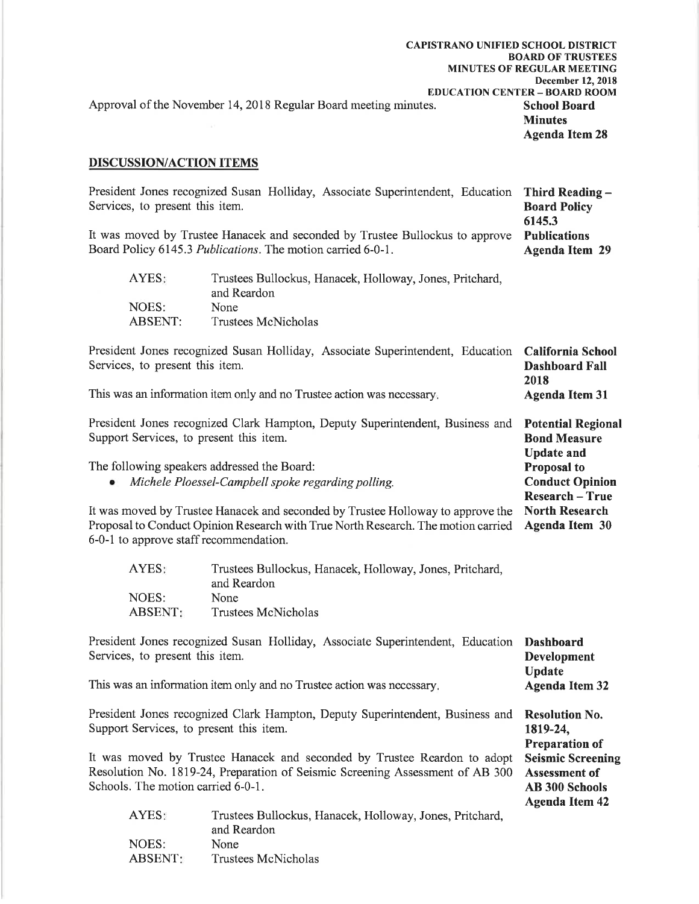Approval of the November 14, 2018 Regular Board meeting minutes.

**School Board Minutes**
**Agenda Item 28**

## DISCUSSION/ACTION ITEMS

**Third Reading – Board Policy 6145.3 Publications**
**Agenda Item 29**

President Jones recognized Susan Holliday, Associate Superintendent, Education Services, to present this item.

It was moved by Trustee Hanacek and seconded by Trustee Bullockus to approve Board Policy 6145.3 *Publications*. The motion carried 6-0-1.

| | |
|---|---|
| AYES: | Trustees Bullockus, Hanacek, Holloway, Jones, Pritchard, and Reardon |
| NOES: | None |
| ABSENT: | Trustees McNicholas |

**California School Dashboard Fall 2018**
**Agenda Item 31**

President Jones recognized Susan Holliday, Associate Superintendent, Education Services, to present this item.

This was an information item only and no Trustee action was necessary.

**Potential Regional Bond Measure Update and Proposal to Conduct Opinion Research – True North Research**
**Agenda Item 30**

President Jones recognized Clark Hampton, Deputy Superintendent, Business and Support Services, to present this item.

The following speakers addressed the Board:

- *Michele Ploessel-Campbell spoke regarding polling.*

It was moved by Trustee Hanacek and seconded by Trustee Holloway to approve the Proposal to Conduct Opinion Research with True North Research. The motion carried 6-0-1 to approve staff recommendation.

| | |
|---|---|
| AYES: | Trustees Bullockus, Hanacek, Holloway, Jones, Pritchard, and Reardon |
| NOES: | None |
| ABSENT: | Trustees McNicholas |

**Dashboard Development Update**
**Agenda Item 32**

President Jones recognized Susan Holliday, Associate Superintendent, Education Services, to present this item.

This was an information item only and no Trustee action was necessary.

**Resolution No. 1819-24, Preparation of Seismic Screening Assessment of AB 300 Schools**
**Agenda Item 42**

President Jones recognized Clark Hampton, Deputy Superintendent, Business and Support Services, to present this item.

It was moved by Trustee Hanacek and seconded by Trustee Reardon to adopt Resolution No. 1819-24, Preparation of Seismic Screening Assessment of AB 300 Schools. The motion carried 6-0-1.

| | |
|---|---|
| AYES: | Trustees Bullockus, Hanacek, Holloway, Jones, Pritchard, and Reardon |
| NOES: | None |
| ABSENT: | Trustees McNicholas |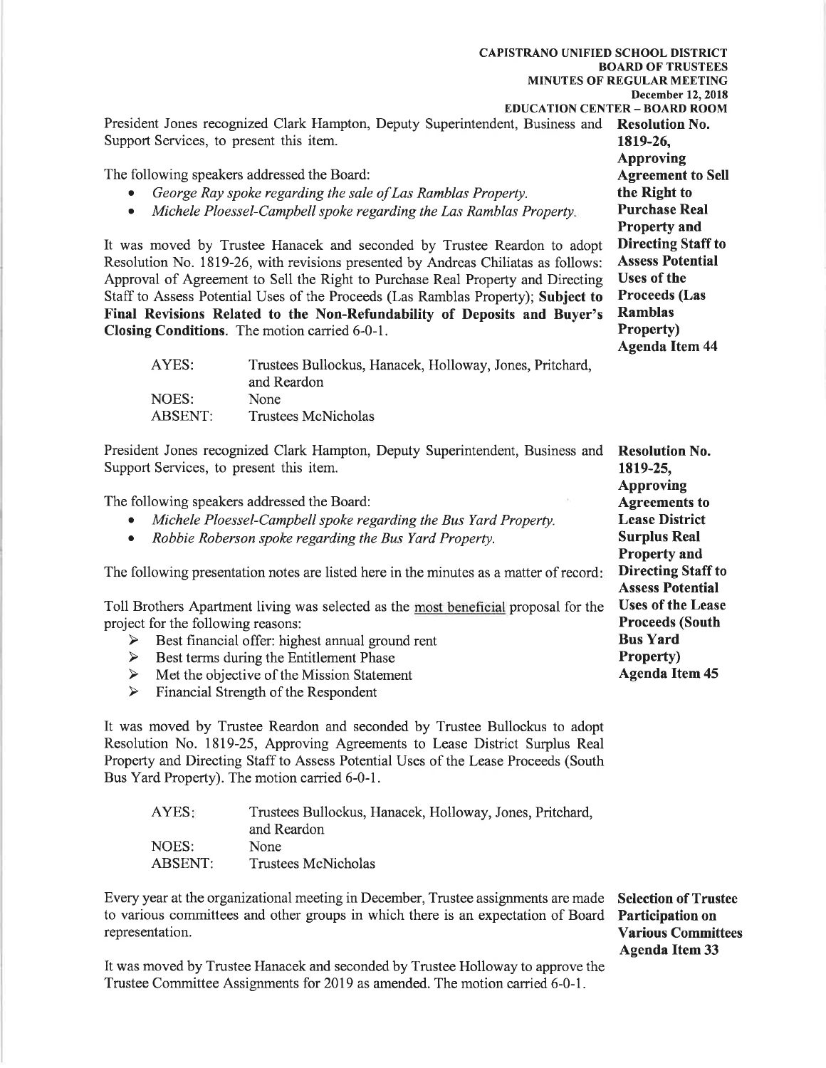President Jones recognized Clark Hampton, Deputy Superintendent, Business and Support Services, to present this item.

**Resolution No. 1819-26, Approving Agreement to Sell the Right to Purchase Real Property and Directing Staff to Assess Potential Uses of the Proceeds (Las Ramblas Property) Agenda Item 44**

The following speakers addressed the Board:

- *George Ray spoke regarding the sale of Las Ramblas Property.*
- *Michele Ploessel-Campbell spoke regarding the Las Ramblas Property.*

It was moved by Trustee Hanacek and seconded by Trustee Reardon to adopt Resolution No. 1819-26, with revisions presented by Andreas Chiliatas as follows: Approval of Agreement to Sell the Right to Purchase Real Property and Directing Staff to Assess Potential Uses of the Proceeds (Las Ramblas Property); **Subject to Final Revisions Related to the Non-Refundability of Deposits and Buyer's Closing Conditions**. The motion carried 6-0-1.

| | |
|---|---|
| AYES: | Trustees Bullockus, Hanacek, Holloway, Jones, Pritchard, and Reardon |
| NOES: | None |
| ABSENT: | Trustees McNicholas |

President Jones recognized Clark Hampton, Deputy Superintendent, Business and Support Services, to present this item.

**Resolution No. 1819-25, Approving Agreements to Lease District Surplus Real Property and Directing Staff to Assess Potential Uses of the Lease Proceeds (South Bus Yard Property) Agenda Item 45**

The following speakers addressed the Board:

- *Michele Ploessel-Campbell spoke regarding the Bus Yard Property.*
- *Robbie Roberson spoke regarding the Bus Yard Property.*

The following presentation notes are listed here in the minutes as a matter of record:

Toll Brothers Apartment living was selected as the <u>most beneficial</u> proposal for the project for the following reasons:

- Best financial offer: highest annual ground rent
- Best terms during the Entitlement Phase
- Met the objective of the Mission Statement
- Financial Strength of the Respondent

It was moved by Trustee Reardon and seconded by Trustee Bullockus to adopt Resolution No. 1819-25, Approving Agreements to Lease District Surplus Real Property and Directing Staff to Assess Potential Uses of the Lease Proceeds (South Bus Yard Property). The motion carried 6-0-1.

| | |
|---|---|
| AYES: | Trustees Bullockus, Hanacek, Holloway, Jones, Pritchard, and Reardon |
| NOES: | None |
| ABSENT: | Trustees McNicholas |

**Selection of Trustee Participation on Various Committees Agenda Item 33**

Every year at the organizational meeting in December, Trustee assignments are made to various committees and other groups in which there is an expectation of Board representation.

It was moved by Trustee Hanacek and seconded by Trustee Holloway to approve the Trustee Committee Assignments for 2019 as amended. The motion carried 6-0-1.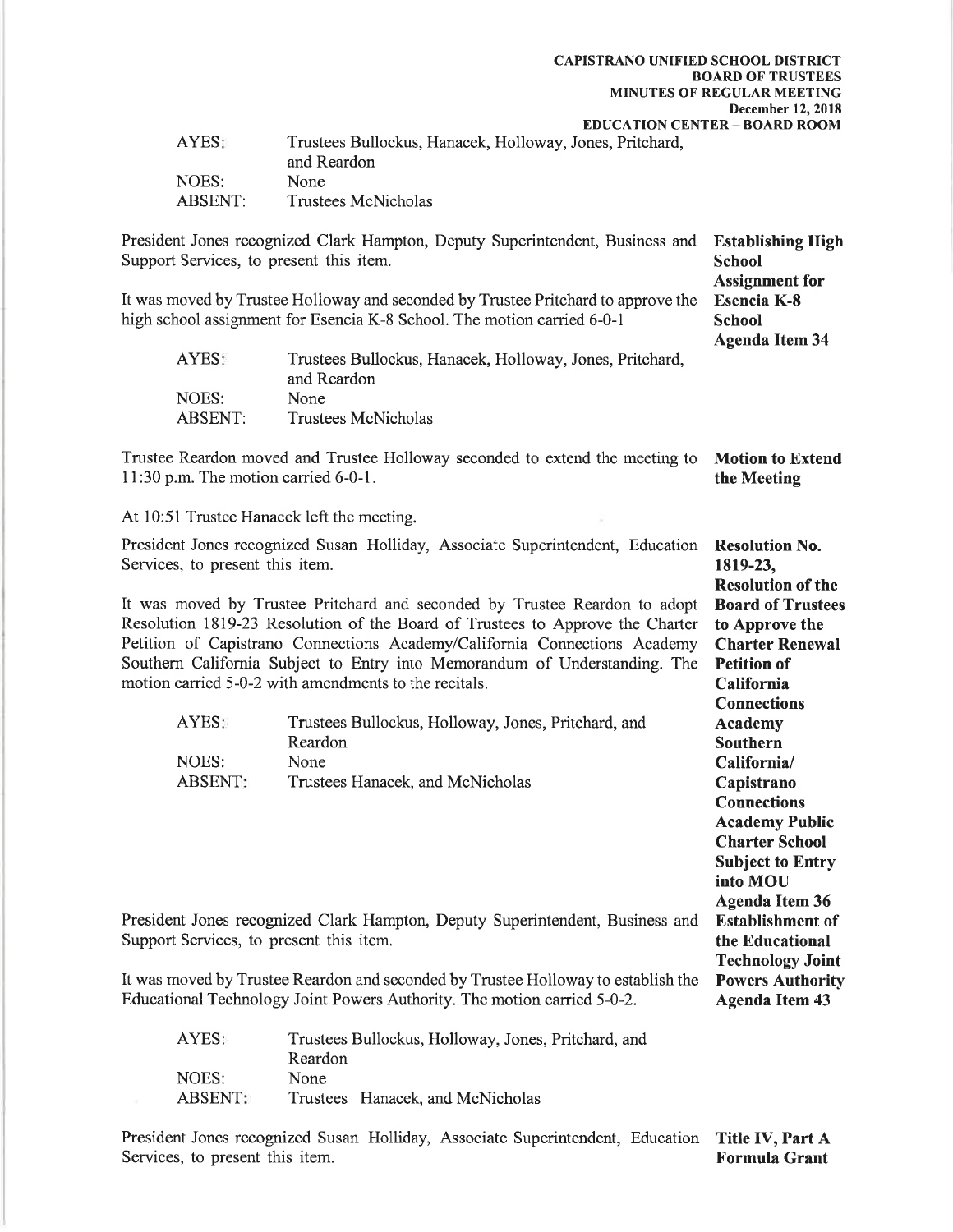| | |
|---|---|
| AYES: | Trustees Bullockus, Hanacek, Holloway, Jones, Pritchard, and Reardon |
| NOES: | None |
| ABSENT: | Trustees McNicholas |

**Establishing High School Assignment for Esencia K-8 School Agenda Item 34**

President Jones recognized Clark Hampton, Deputy Superintendent, Business and Support Services, to present this item.

It was moved by Trustee Holloway and seconded by Trustee Pritchard to approve the high school assignment for Esencia K-8 School. The motion carried 6-0-1

| | |
|---|---|
| AYES: | Trustees Bullockus, Hanacek, Holloway, Jones, Pritchard, and Reardon |
| NOES: | None |
| ABSENT: | Trustees McNicholas |

**Motion to Extend the Meeting**

Trustee Reardon moved and Trustee Holloway seconded to extend the meeting to 11:30 p.m. The motion carried 6-0-1.

At 10:51 Trustee Hanacek left the meeting.

**Resolution No. 1819-23, Resolution of the Board of Trustees to Approve the Charter Renewal Petition of California Connections Academy Southern California/ Capistrano Connections Academy Public Charter School Subject to Entry into MOU Agenda Item 36**

President Jones recognized Susan Holliday, Associate Superintendent, Education Services, to present this item.

It was moved by Trustee Pritchard and seconded by Trustee Reardon to adopt Resolution 1819-23 Resolution of the Board of Trustees to Approve the Charter Petition of Capistrano Connections Academy/California Connections Academy Southern California Subject to Entry into Memorandum of Understanding. The motion carried 5-0-2 with amendments to the recitals.

| | |
|---|---|
| AYES: | Trustees Bullockus, Holloway, Jones, Pritchard, and Reardon |
| NOES: | None |
| ABSENT: | Trustees Hanacek, and McNicholas |

**Establishment of the Educational Technology Joint Powers Authority Agenda Item 43**

President Jones recognized Clark Hampton, Deputy Superintendent, Business and Support Services, to present this item.

It was moved by Trustee Reardon and seconded by Trustee Holloway to establish the Educational Technology Joint Powers Authority. The motion carried 5-0-2.

| | |
|---|---|
| AYES: | Trustees Bullockus, Holloway, Jones, Pritchard, and Reardon |
| NOES: | None |
| ABSENT: | Trustees Hanacek, and McNicholas |

**Title IV, Part A Formula Grant**

President Jones recognized Susan Holliday, Associate Superintendent, Education Services, to present this item.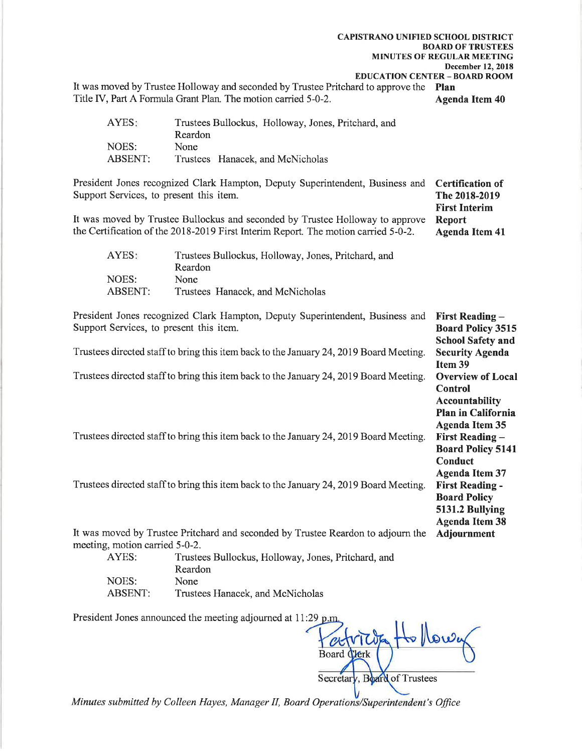**CAPISTRANO UNIFIED SCHOOL DISTRICT**
**BOARD OF TRUSTEES**
**MINUTES OF REGULAR MEETING**
**December 12, 2018**
**EDUCATION CENTER – BOARD ROOM**

It was moved by Trustee Holloway and seconded by Trustee Pritchard to approve the Title IV, Part A Formula Grant Plan. The motion carried 5-0-2. — **Plan Agenda Item 40**

| | |
|---|---|
| AYES: | Trustees Bullockus, Holloway, Jones, Pritchard, and Reardon |
| NOES: | None |
| ABSENT: | Trustees Hanacek, and McNicholas |

**Certification of The 2018-2019 First Interim Report Agenda Item 41**

President Jones recognized Clark Hampton, Deputy Superintendent, Business and Support Services, to present this item.

It was moved by Trustee Bullockus and seconded by Trustee Holloway to approve the Certification of the 2018-2019 First Interim Report. The motion carried 5-0-2.

| | |
|---|---|
| AYES: | Trustees Bullockus, Holloway, Jones, Pritchard, and Reardon |
| NOES: | None |
| ABSENT: | Trustees Hanacek, and McNicholas |

**First Reading – Board Policy 3515 School Safety and Security Agenda Item 39**

President Jones recognized Clark Hampton, Deputy Superintendent, Business and Support Services, to present this item.

Trustees directed staff to bring this item back to the January 24, 2019 Board Meeting.

**Overview of Local Control Accountability Plan in California Agenda Item 35**

Trustees directed staff to bring this item back to the January 24, 2019 Board Meeting.

**First Reading – Board Policy 5141 Conduct Agenda Item 37**

Trustees directed staff to bring this item back to the January 24, 2019 Board Meeting.

**First Reading - Board Policy 5131.2 Bullying Agenda Item 38**

Trustees directed staff to bring this item back to the January 24, 2019 Board Meeting.

**Adjournment**

It was moved by Trustee Pritchard and seconded by Trustee Reardon to adjourn the meeting, motion carried 5-0-2.

| | |
|---|---|
| AYES: | Trustees Bullockus, Holloway, Jones, Pritchard, and Reardon |
| NOES: | None |
| ABSENT: | Trustees Hanacek, and McNicholas |

President Jones announced the meeting adjourned at 11:29 p.m.

Patricia Holloway
Board Clerk

Secretary, Board of Trustees

*Minutes submitted by Colleen Hayes, Manager II, Board Operations/Superintendent's Office*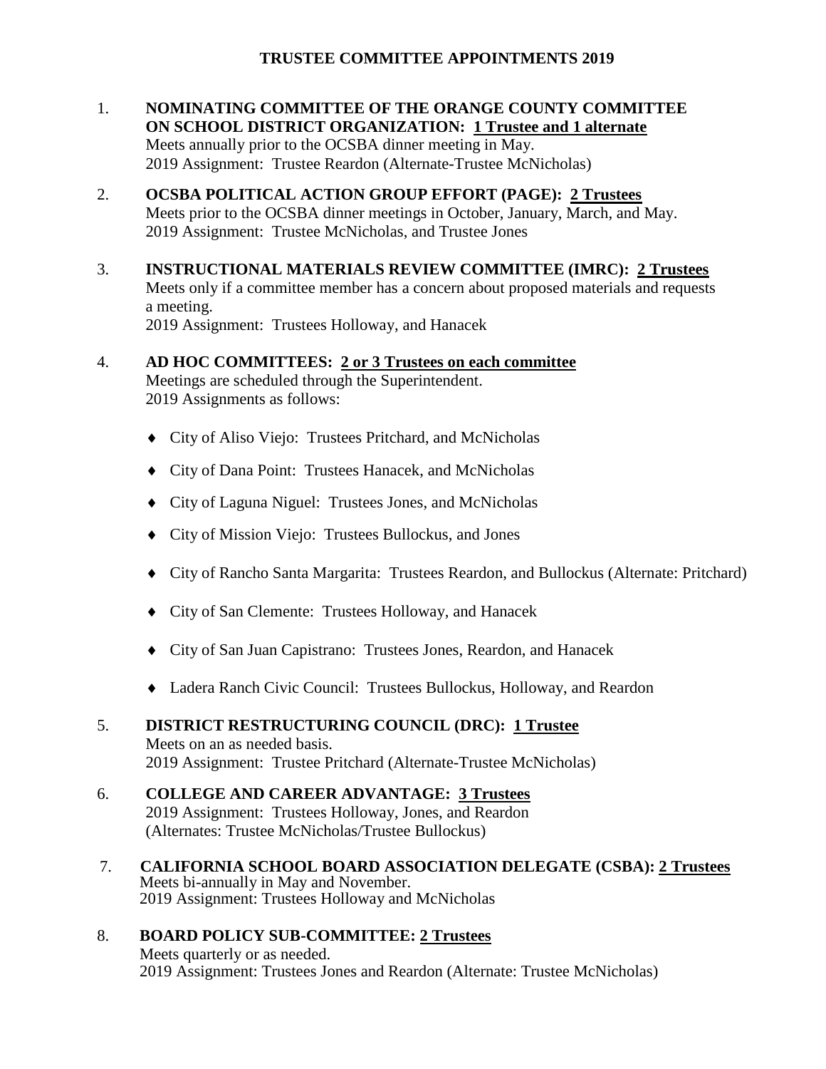# TRUSTEE COMMITTEE APPOINTMENTS 2019

1. **NOMINATING COMMITTEE OF THE ORANGE COUNTY COMMITTEE ON SCHOOL DISTRICT ORGANIZATION: <u>1 Trustee and 1 alternate</u>**
   Meets annually prior to the OCSBA dinner meeting in May.
   2019 Assignment: Trustee Reardon (Alternate-Trustee McNicholas)

2. **OCSBA POLITICAL ACTION GROUP EFFORT (PAGE): <u>2 Trustees</u>**
   Meets prior to the OCSBA dinner meetings in October, January, March, and May.
   2019 Assignment: Trustee McNicholas, and Trustee Jones

3. **INSTRUCTIONAL MATERIALS REVIEW COMMITTEE (IMRC): <u>2 Trustees</u>**
   Meets only if a committee member has a concern about proposed materials and requests a meeting.
   2019 Assignment: Trustees Holloway, and Hanacek

4. **AD HOC COMMITTEES: <u>2 or 3 Trustees on each committee</u>**
   Meetings are scheduled through the Superintendent.
   2019 Assignments as follows:

   - City of Aliso Viejo: Trustees Pritchard, and McNicholas
   - City of Dana Point: Trustees Hanacek, and McNicholas
   - City of Laguna Niguel: Trustees Jones, and McNicholas
   - City of Mission Viejo: Trustees Bullockus, and Jones
   - City of Rancho Santa Margarita: Trustees Reardon, and Bullockus (Alternate: Pritchard)
   - City of San Clemente: Trustees Holloway, and Hanacek
   - City of San Juan Capistrano: Trustees Jones, Reardon, and Hanacek
   - Ladera Ranch Civic Council: Trustees Bullockus, Holloway, and Reardon

5. **DISTRICT RESTRUCTURING COUNCIL (DRC): <u>1 Trustee</u>**
   Meets on an as needed basis.
   2019 Assignment: Trustee Pritchard (Alternate-Trustee McNicholas)

6. **COLLEGE AND CAREER ADVANTAGE: <u>3 Trustees</u>**
   2019 Assignment: Trustees Holloway, Jones, and Reardon
   (Alternates: Trustee McNicholas/Trustee Bullockus)

7. **CALIFORNIA SCHOOL BOARD ASSOCIATION DELEGATE (CSBA): <u>2 Trustees</u>**
   Meets bi-annually in May and November.
   2019 Assignment: Trustees Holloway and McNicholas

8. **BOARD POLICY SUB-COMMITTEE: <u>2 Trustees</u>**
   Meets quarterly or as needed.
   2019 Assignment: Trustees Jones and Reardon (Alternate: Trustee McNicholas)